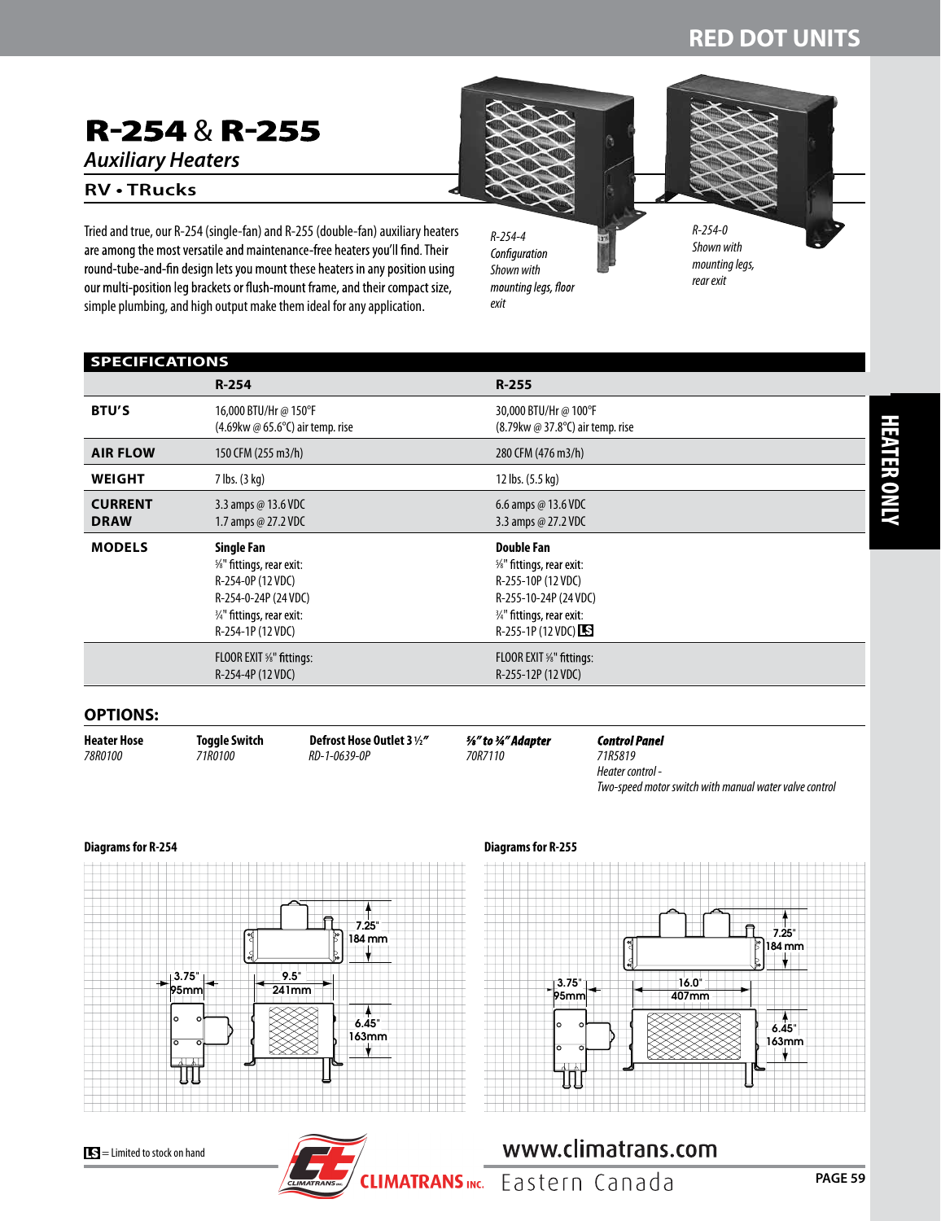# R-254 & R-255

## Auxiliary Heaters

### RV • TRucks

Tried and true, our R-254 (single-fan) and R-255 (double-fan) auxiliary heaters are among the most versatile and maintenance-free heaters you'll find. Their round-tube-and-fin design lets you mount these heaters in any position using our multi-position leg brackets or flush-mount frame, and their compact size, simple plumbing, and high output make them ideal for any application.

*R-254-4 Configuration Shown with mounting legs, floor exit*

*R-254-0 Shown with mounting legs, rear exit*

## SPECIFICATIONS

| | R-254 | R-255 |
|---|---|---|
| **BTU'S** | 16,000 BTU/Hr @ 150°F<br>(4.69kw @ 65.6°C) air temp. rise | 30,000 BTU/Hr @ 100°F<br>(8.79kw @ 37.8°C) air temp. rise |
| **AIR FLOW** | 150 CFM (255 m3/h) | 280 CFM (476 m3/h) |
| **WEIGHT** | 7 lbs. (3 kg) | 12 lbs. (5.5 kg) |
| **CURRENT DRAW** | 3.3 amps @ 13.6 VDC<br>1.7 amps @ 27.2 VDC | 6.6 amps @ 13.6 VDC<br>3.3 amps @ 27.2 VDC |
| **MODELS** | **Single Fan**<br>⅝" fittings, rear exit:<br>R-254-0P (12 VDC)<br>R-254-0-24P (24 VDC)<br>¾" fittings, rear exit:<br>R-254-1P (12 VDC) | **Double Fan**<br>⅝" fittings, rear exit:<br>R-255-10P (12 VDC)<br>R-255-10-24P (24 VDC)<br>¾" fittings, rear exit:<br>R-255-1P (12 VDC) LS |
| | FLOOR EXIT ⅝" fittings:<br>R-254-4P (12 VDC) | FLOOR EXIT ⅝" fittings:<br>R-255-12P (12 VDC) |

## OPTIONS:

| Heater Hose | Toggle Switch | Defrost Hose Outlet 3 ½" | ⅝" to ¾" Adapter | Control Panel |
|---|---|---|---|---|
| *78R0100* | *71R0100* | *RD-1-0639-0P* | *70R7110* | *71R5819*<br>*Heater control - Two-speed motor switch with manual water valve control* |

**Diagrams for R-254**

7.25" 184 mm; 3.75" 95mm; 9.5" 241mm; 6.45" 163mm

**Diagrams for R-255**

7.25" 184 mm; 3.75" 95mm; 16.0" 407mm; 6.45" 163mm

LS = Limited to stock on hand

CLIMATRANS INC.

www.climatrans.com

Eastern Canada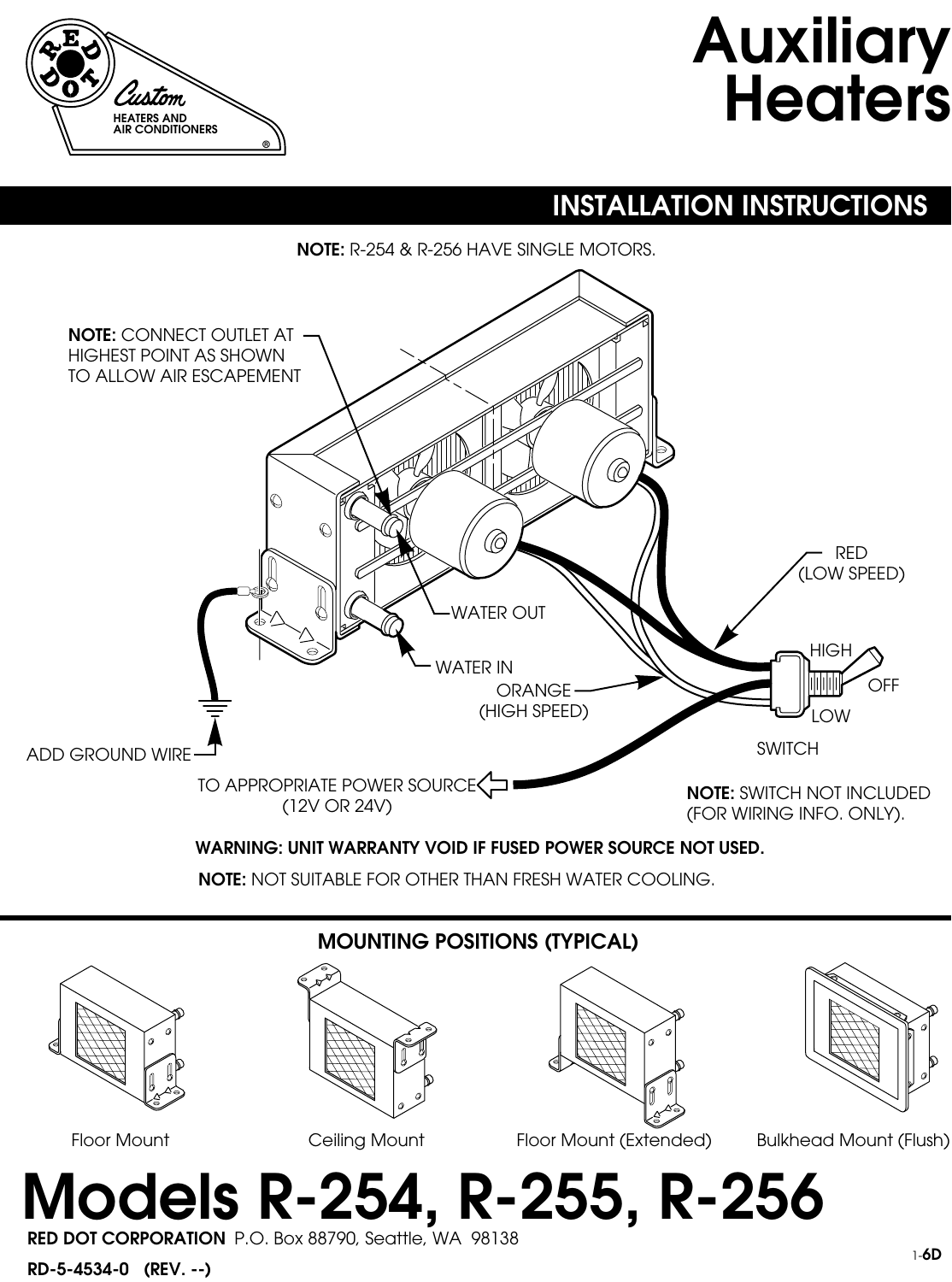# Auxiliary Heaters

## INSTALLATION INSTRUCTIONS

**NOTE:** R-254 & R-256 HAVE SINGLE MOTORS.

**NOTE:** CONNECT OUTLET AT HIGHEST POINT AS SHOWN TO ALLOW AIR ESCAPEMENT

WATER OUT

WATER IN

RED (LOW SPEED)

ORANGE (HIGH SPEED)

HIGH

OFF

LOW

SWITCH

ADD GROUND WIRE

TO APPROPRIATE POWER SOURCE (12V OR 24V)

**NOTE:** SWITCH NOT INCLUDED (FOR WIRING INFO. ONLY).

**WARNING: UNIT WARRANTY VOID IF FUSED POWER SOURCE NOT USED.**

**NOTE:** NOT SUITABLE FOR OTHER THAN FRESH WATER COOLING.

### MOUNTING POSITIONS (TYPICAL)

Floor Mount

Ceiling Mount

Floor Mount (Extended)

Bulkhead Mount (Flush)

# Models R-254, R-255, R-256

**RED DOT CORPORATION** P.O. Box 88790, Seattle, WA 98138

**RD-5-4534-0 (REV. --)**

1-**6D**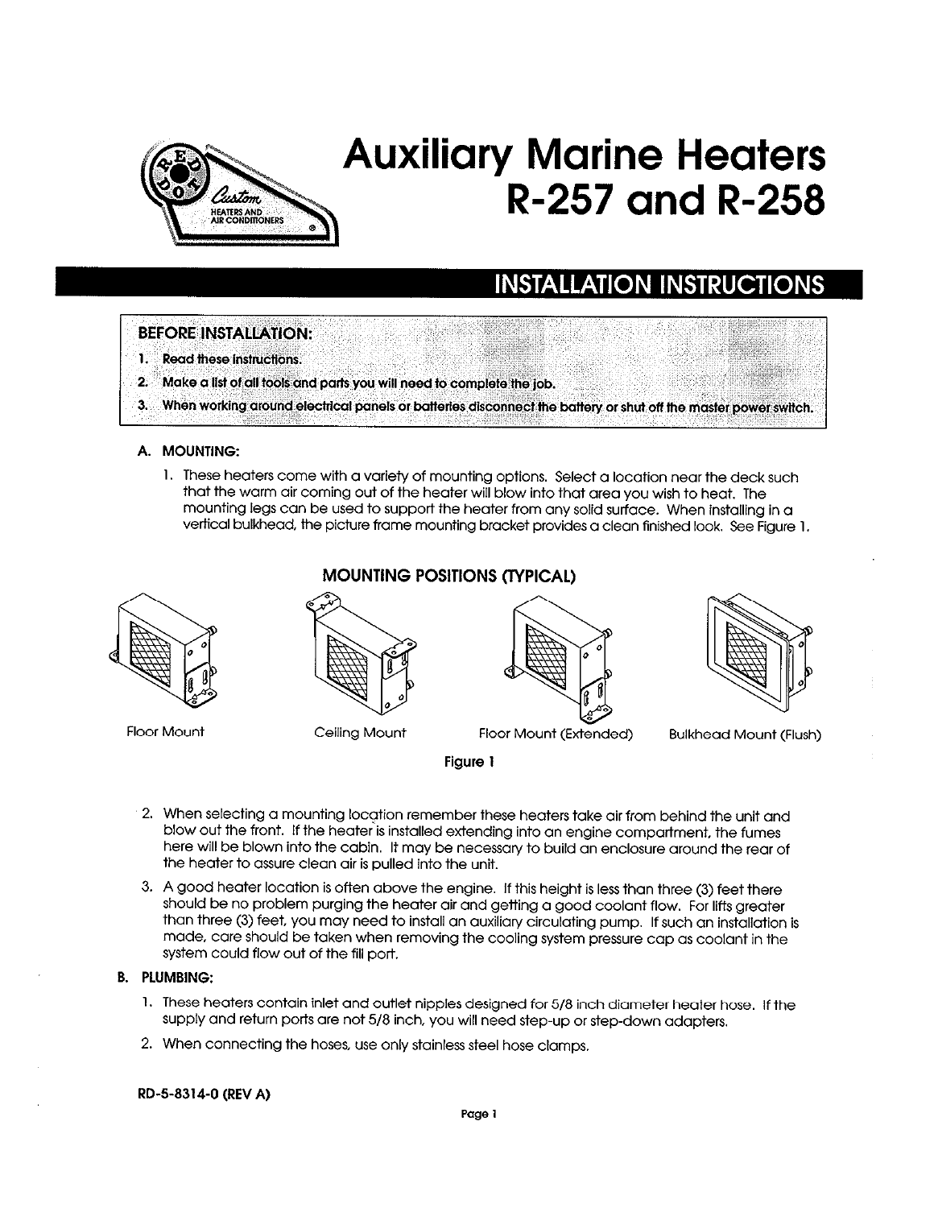# Auxiliary Marine Heaters R-257 and R-258

## INSTALLATION INSTRUCTIONS

**BEFORE INSTALLATION:**

1. **Read these instructions.**
2. **Make a list of all tools and parts you will need to complete the job.**
3. **When working around electrical panels or batteries disconnect the battery or shut off the master power switch.**

### A. MOUNTING:

1. These heaters come with a variety of mounting options. Select a location near the deck such that the warm air coming out of the heater will blow into that area you wish to heat. The mounting legs can be used to support the heater from any solid surface. When installing in a vertical bulkhead, the picture frame mounting bracket provides a clean finished look. See Figure 1.

**MOUNTING POSITIONS (TYPICAL)**

Floor Mount | Ceiling Mount | Floor Mount (Extended) | Bulkhead Mount (Flush)

**Figure 1**

2. When selecting a mounting location remember these heaters take air from behind the unit and blow out the front. If the heater is installed extending into an engine compartment, the fumes here will be blown into the cabin. It may be necessary to build an enclosure around the rear of the heater to assure clean air is pulled into the unit.
3. A good heater location is often above the engine. If this height is less than three (3) feet there should be no problem purging the heater air and getting a good coolant flow. For lifts greater than three (3) feet, you may need to install an auxiliary circulating pump. If such an installation is made, care should be taken when removing the cooling system pressure cap as coolant in the system could flow out of the fill port.

### B. PLUMBING:

1. These heaters contain inlet and outlet nipples designed for 5/8 inch diameter heater hose. If the supply and return ports are not 5/8 inch, you will need step-up or step-down adapters.
2. When connecting the hoses, use only stainless steel hose clamps.

RD-5-8314-0 (REV A)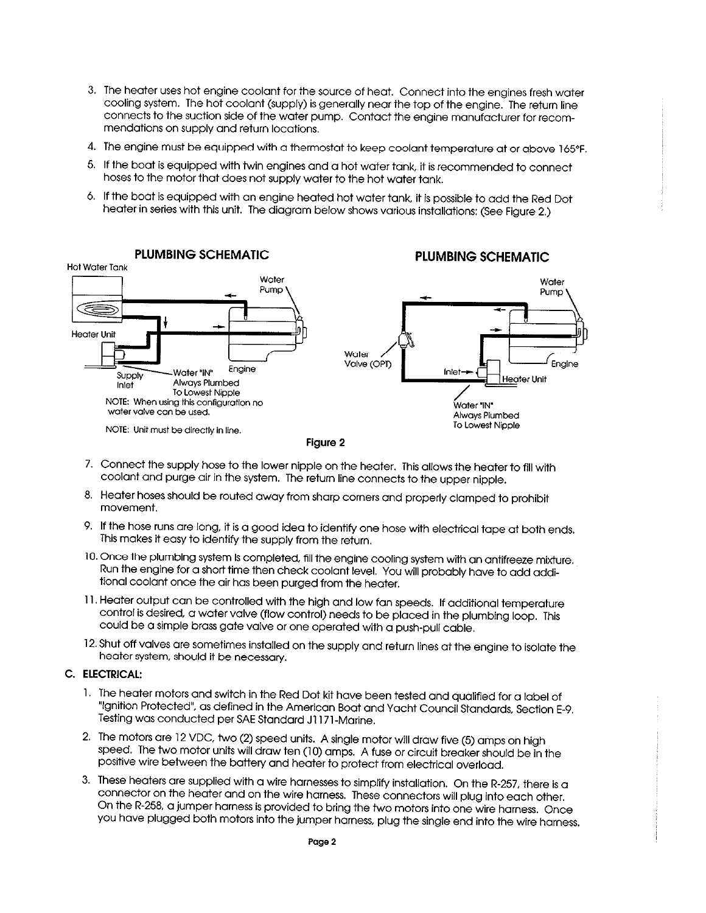3. The heater uses hot engine coolant for the source of heat. Connect into the engines fresh water cooling system. The hot coolant (supply) is generally near the top of the engine. The return line connects to the suction side of the water pump. Contact the engine manufacturer for recommendations on supply and return locations.
4. The engine must be equipped with a thermostat to keep coolant temperature at or above 165°F.
5. If the boat is equipped with twin engines and a hot water tank, it is recommended to connect hoses to the motor that does not supply water to the hot water tank.
6. If the boat is equipped with an engine heated hot water tank, it is possible to add the Red Dot heater in series with this unit. The diagram below shows various installations: (See Figure 2.)

**PLUMBING SCHEMATIC**

Hot Water Tank
Water Pump
Heater Unit
Supply Inlet
Water "IN" Always Plumbed To Lowest Nipple
Engine

NOTE: When using this configuration no water valve can be used.

NOTE: Unit must be directly in line.

**PLUMBING SCHEMATIC**

Water Pump
Water Valve (OPT)
Inlet
Engine
Heater Unit
Water "IN" Always Plumbed To Lowest Nipple

Figure 2

7. Connect the supply hose to the lower nipple on the heater. This allows the heater to fill with coolant and purge air in the system. The return line connects to the upper nipple.
8. Heater hoses should be routed away from sharp corners and properly clamped to prohibit movement.
9. If the hose runs are long, it is a good idea to identify one hose with electrical tape at both ends. This makes it easy to identify the supply from the return.
10. Once the plumbing system is completed, fill the engine cooling system with an antifreeze mixture. Run the engine for a short time then check coolant level. You will probably have to add additional coolant once the air has been purged from the heater.
11. Heater output can be controlled with the high and low fan speeds. If additional temperature control is desired, a water valve (flow control) needs to be placed in the plumbing loop. This could be a simple brass gate valve or one operated with a push-pull cable.
12. Shut off valves are sometimes installed on the supply and return lines at the engine to isolate the heater system, should it be necessary.

**C. ELECTRICAL:**

1. The heater motors and switch in the Red Dot kit have been tested and qualified for a label of "Ignition Protected", as defined in the American Boat and Yacht Council Standards, Section E-9. Testing was conducted per SAE Standard J1171-Marine.
2. The motors are 12 VDC, two (2) speed units. A single motor will draw five (5) amps on high speed. The two motor units will draw ten (10) amps. A fuse or circuit breaker should be in the positive wire between the battery and heater to protect from electrical overload.
3. These heaters are supplied with a wire harnesses to simplify installation. On the R-257, there is a connector on the heater and on the wire harness. These connectors will plug into each other. On the R-258, a jumper harness is provided to bring the two motors into one wire harness. Once you have plugged both motors into the jumper harness, plug the single end into the wire harness.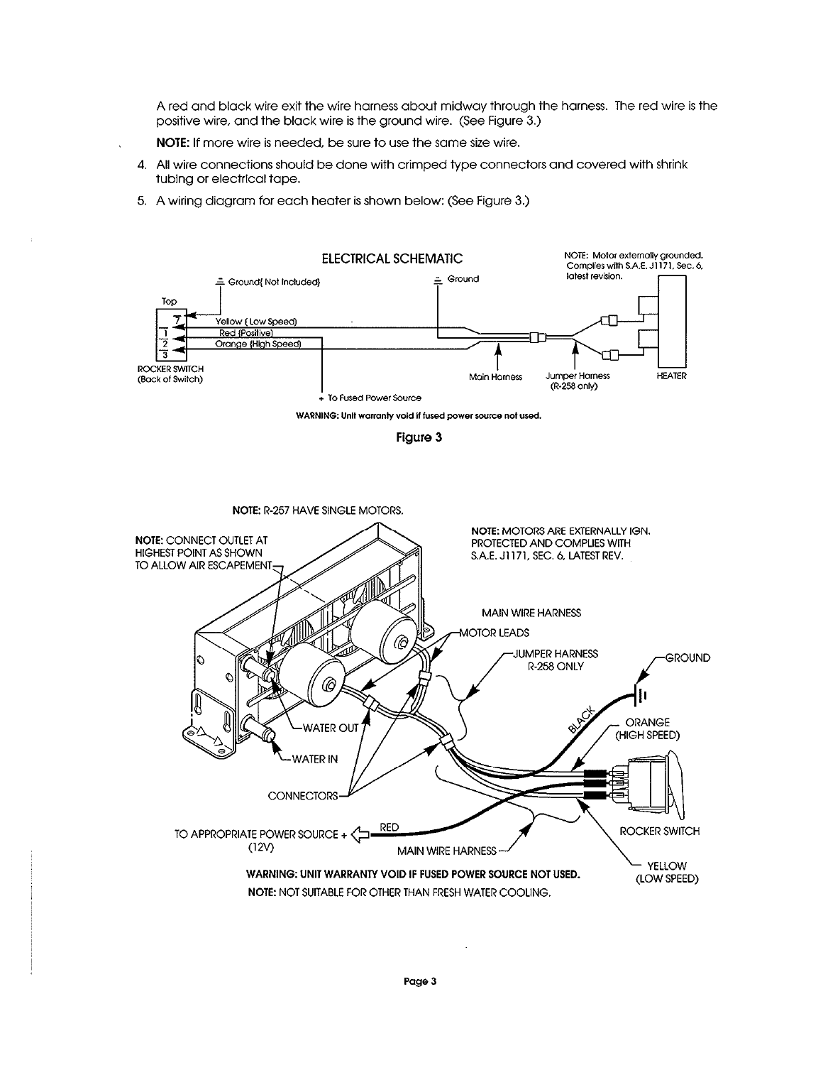A red and black wire exit the wire harness about midway through the harness. The red wire is the positive wire, and the black wire is the ground wire. (See Figure 3.)

**NOTE:** If more wire is needed, be sure to use the same size wire.

4. All wire connections should be done with crimped type connectors and covered with shrink tubing or electrical tape.
5. A wiring diagram for each heater is shown below: (See Figure 3.)

ELECTRICAL SCHEMATIC

NOTE: Motor externally grounded. Complies with S.A.E. J1171, Sec. 6, latest revision.

Ground( Not Included)

Ground

Top

Yellow ( Low Speed)

Red (Positive)

Orange (High Speed)

ROCKER SWITCH (Back of Switch)

Main Harness

Jumper Harness (R-258 only)

HEATER

+ To Fused Power Source

**WARNING: Unit warranty void if fused power source not used.**

**Figure 3**

**NOTE:** R-257 HAVE SINGLE MOTORS.

**NOTE:** CONNECT OUTLET AT HIGHEST POINT AS SHOWN TO ALLOW AIR ESCAPEMENT

**NOTE:** MOTORS ARE EXTERNALLY IGN. PROTECTED AND COMPLIES WITH S.A.E. J1171, SEC. 6, LATEST REV.

MAIN WIRE HARNESS

MOTOR LEADS

JUMPER HARNESS R-258 ONLY

GROUND

BLACK

ORANGE (HIGH SPEED)

WATER OUT

WATER IN

CONNECTORS

ROCKER SWITCH

TO APPROPRIATE POWER SOURCE + (12V)

RED

MAIN WIRE HARNESS

YELLOW (LOW SPEED)

**WARNING: UNIT WARRANTY VOID IF FUSED POWER SOURCE NOT USED.**

**NOTE:** NOT SUITABLE FOR OTHER THAN FRESH WATER COOLING.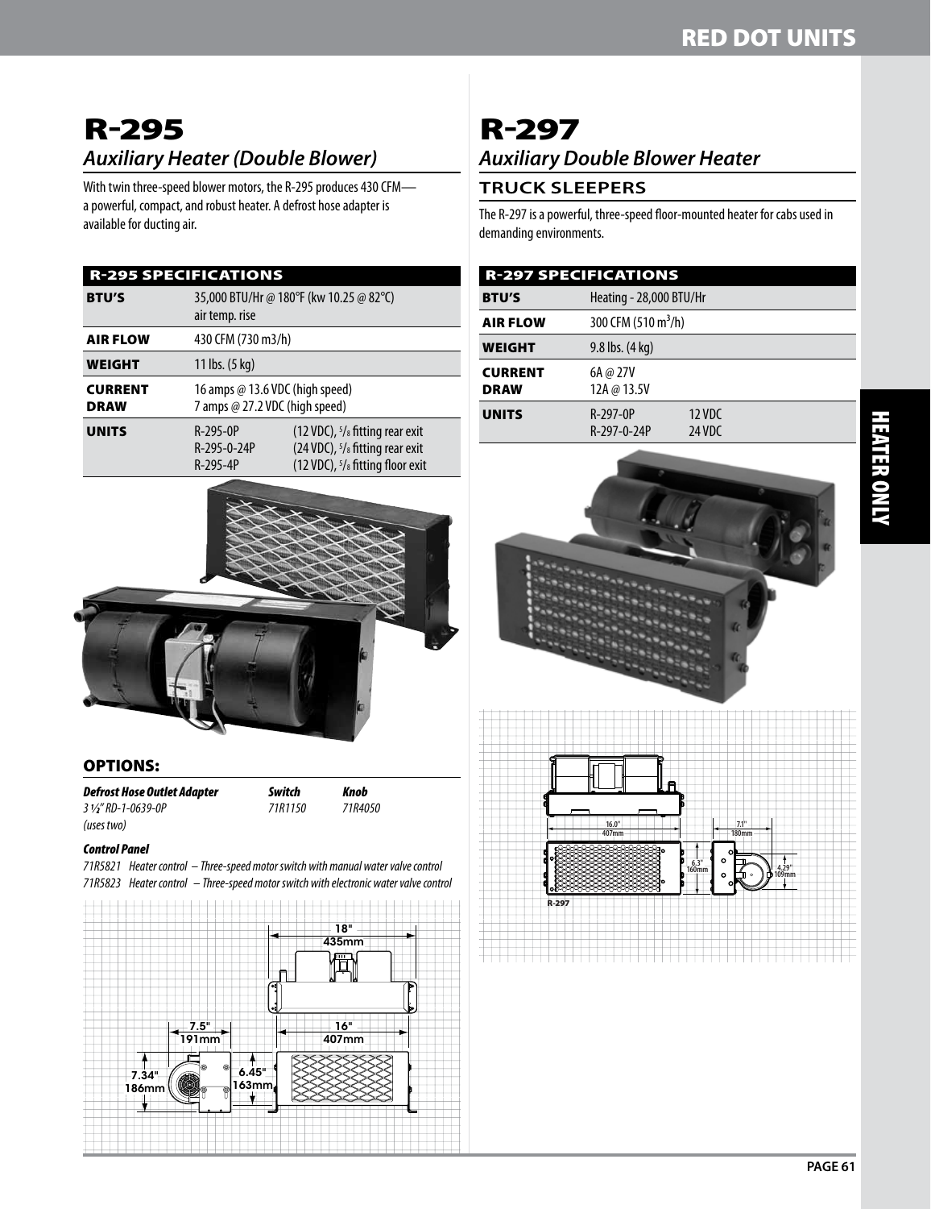# R-295

## Auxiliary Heater (Double Blower)

With twin three-speed blower motors, the R-295 produces 430 CFM—a powerful, compact, and robust heater. A defrost hose adapter is available for ducting air.

| R-295 SPECIFICATIONS | | |
|---|---|---|
| **BTU'S** | 35,000 BTU/Hr @ 180°F (kw 10.25 @ 82°C) air temp. rise | |
| **AIR FLOW** | 430 CFM (730 m3/h) | |
| **WEIGHT** | 11 lbs. (5 kg) | |
| **CURRENT DRAW** | 16 amps @ 13.6 VDC (high speed)<br>7 amps @ 27.2 VDC (high speed) | |
| **UNITS** | R-295-0P<br>R-295-0-24P<br>R-295-4P | (12 VDC), 5/8 fitting rear exit<br>(24 VDC), 5/8 fitting rear exit<br>(12 VDC), 5/8 fitting floor exit |

### OPTIONS:

| *Defrost Hose Outlet Adapter* | *Switch* | *Knob* |
|---|---|---|
| *3 ½" RD-1-0639-0P (uses two)* | *71R1150* | *71R4050* |

***Control Panel***

*71R5821 Heater control – Three-speed motor switch with manual water valve control*
*71R5823 Heater control – Three-speed motor switch with electronic water valve control*

18" 435mm
7.5" 191mm
16" 407mm
7.34" 186mm
6.45" 163mm

# R-297

## Auxiliary Double Blower Heater

### TRUCK SLEEPERS

The R-297 is a powerful, three-speed floor-mounted heater for cabs used in demanding environments.

| R-297 SPECIFICATIONS | | |
|---|---|---|
| **BTU'S** | Heating - 28,000 BTU/Hr | |
| **AIR FLOW** | 300 CFM (510 $m^3$/h) | |
| **WEIGHT** | 9.8 lbs. (4 kg) | |
| **CURRENT DRAW** | 6A @ 27V<br>12A @ 13.5V | |
| **UNITS** | R-297-0P<br>R-297-0-24P | 12 VDC<br>24 VDC |

16.0" 407mm
7.1" 180mm
6.3" 160mm
4.29" 109mm
R-297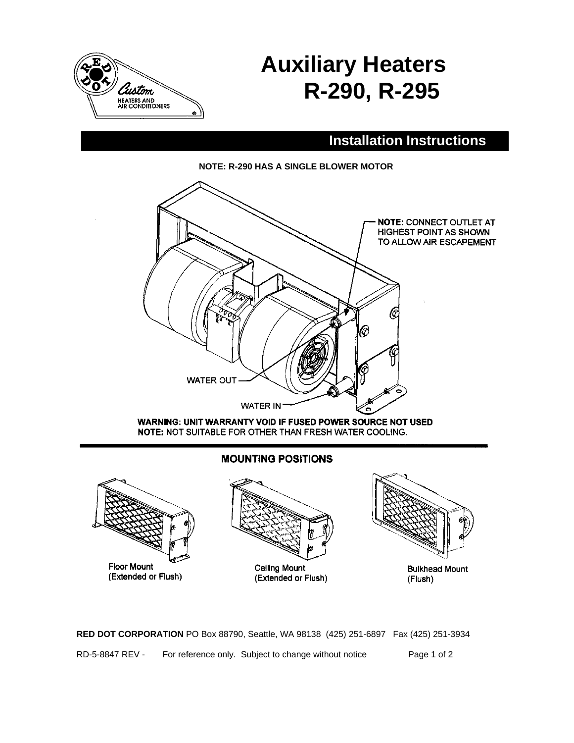# Auxiliary Heaters R-290, R-295

## Installation Instructions

**NOTE: R-290 HAS A SINGLE BLOWER MOTOR**

**NOTE:** CONNECT OUTLET AT HIGHEST POINT AS SHOWN TO ALLOW AIR ESCAPEMENT

WATER OUT

WATER IN

**WARNING: UNIT WARRANTY VOID IF FUSED POWER SOURCE NOT USED**

**NOTE:** NOT SUITABLE FOR OTHER THAN FRESH WATER COOLING.

### MOUNTING POSITIONS

Floor Mount (Extended or Flush)

Ceiling Mount (Extended or Flush)

Bulkhead Mount (Flush)

**RED DOT CORPORATION** PO Box 88790, Seattle, WA 98138 (425) 251-6897 Fax (425) 251-3934

RD-5-8847 REV - For reference only. Subject to change without notice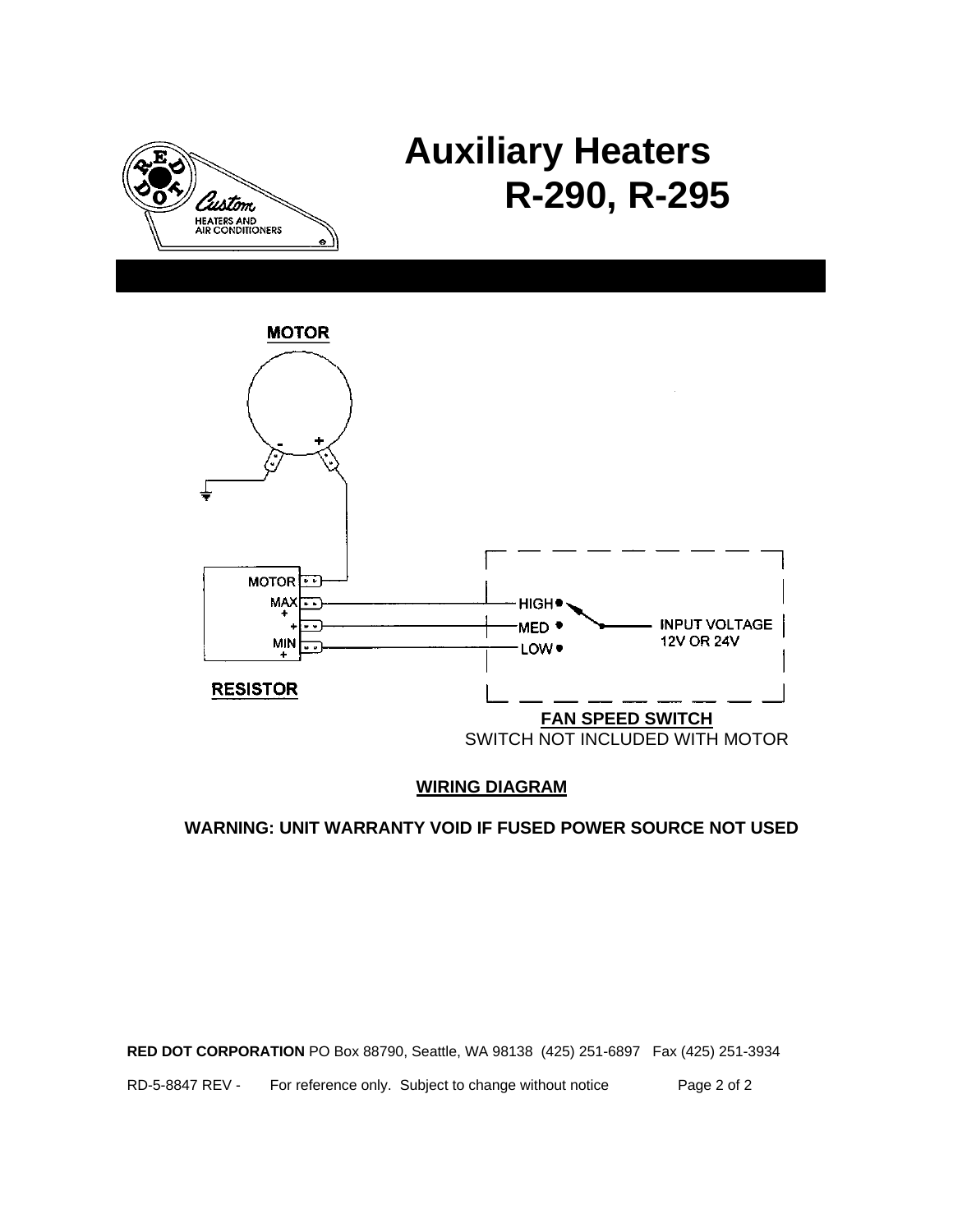# Auxiliary Heaters R-290, R-295

MOTOR

RESISTOR

MOTOR
MAX +
+
MIN +

HIGH
MED
LOW

INPUT VOLTAGE 12V OR 24V

**FAN SPEED SWITCH**
SWITCH NOT INCLUDED WITH MOTOR

**WIRING DIAGRAM**

**WARNING: UNIT WARRANTY VOID IF FUSED POWER SOURCE NOT USED**

**RED DOT CORPORATION** PO Box 88790, Seattle, WA 98138 (425) 251-6897 Fax (425) 251-3934

RD-5-8847 REV - For reference only. Subject to change without notice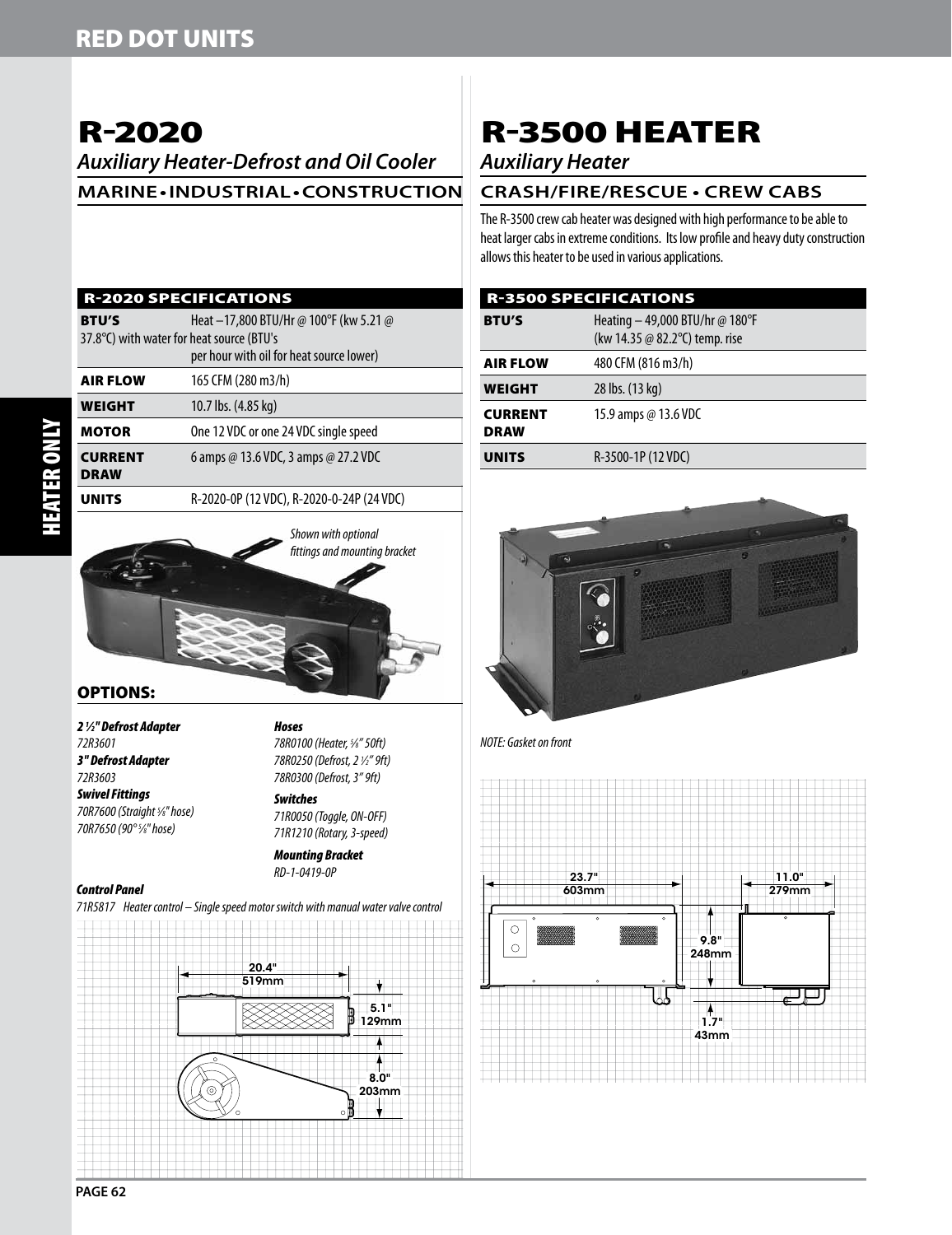# R-2020

*Auxiliary Heater-Defrost and Oil Cooler*

## MARINE • INDUSTRIAL • CONSTRUCTION

| R-2020 SPECIFICATIONS | |
|---|---|
| **BTU'S** | Heat – 17,800 BTU/Hr @ 100°F (kw 5.21 @ 37.8°C) with water for heat source (BTU's per hour with oil for heat source lower) |
| **AIR FLOW** | 165 CFM (280 m3/h) |
| **WEIGHT** | 10.7 lbs. (4.85 kg) |
| **MOTOR** | One 12 VDC or one 24 VDC single speed |
| **CURRENT DRAW** | 6 amps @ 13.6 VDC, 3 amps @ 27.2 VDC |
| **UNITS** | R-2020-0P (12 VDC), R-2020-0-24P (24 VDC) |

*Shown with optional fittings and mounting bracket*

### OPTIONS:

***2 ½" Defrost Adapter***
*72R3601*

***3" Defrost Adapter***
*72R3603*

***Swivel Fittings***
*70R7600 (Straight ⅝" hose)*
*70R7650 (90° ⅝" hose)*

***Hoses***
*78R0100 (Heater, ⅝" 50ft)*
*78R0250 (Defrost, 2 ½" 9ft)*
*78R0300 (Defrost, 3" 9ft)*

***Switches***
*71R0050 (Toggle, ON-OFF)*
*71R1210 (Rotary, 3-speed)*

***Mounting Bracket***
*RD-1-0419-0P*

***Control Panel***
*71R5817 Heater control – Single speed motor switch with manual water valve control*

20.4" 519mm
5.1" 129mm
8.0" 203mm

# R-3500 HEATER

*Auxiliary Heater*

## CRASH/FIRE/RESCUE • CREW CABS

The R-3500 crew cab heater was designed with high performance to be able to heat larger cabs in extreme conditions. Its low profile and heavy duty construction allows this heater to be used in various applications.

| R-3500 SPECIFICATIONS | |
|---|---|
| **BTU'S** | Heating – 49,000 BTU/hr @ 180°F (kw 14.35 @ 82.2°C) temp. rise |
| **AIR FLOW** | 480 CFM (816 m3/h) |
| **WEIGHT** | 28 lbs. (13 kg) |
| **CURRENT DRAW** | 15.9 amps @ 13.6 VDC |
| **UNITS** | R-3500-1P (12 VDC) |

*NOTE: Gasket on front*

23.7" 603mm
11.0" 279mm
9.8" 248mm
1.7" 43mm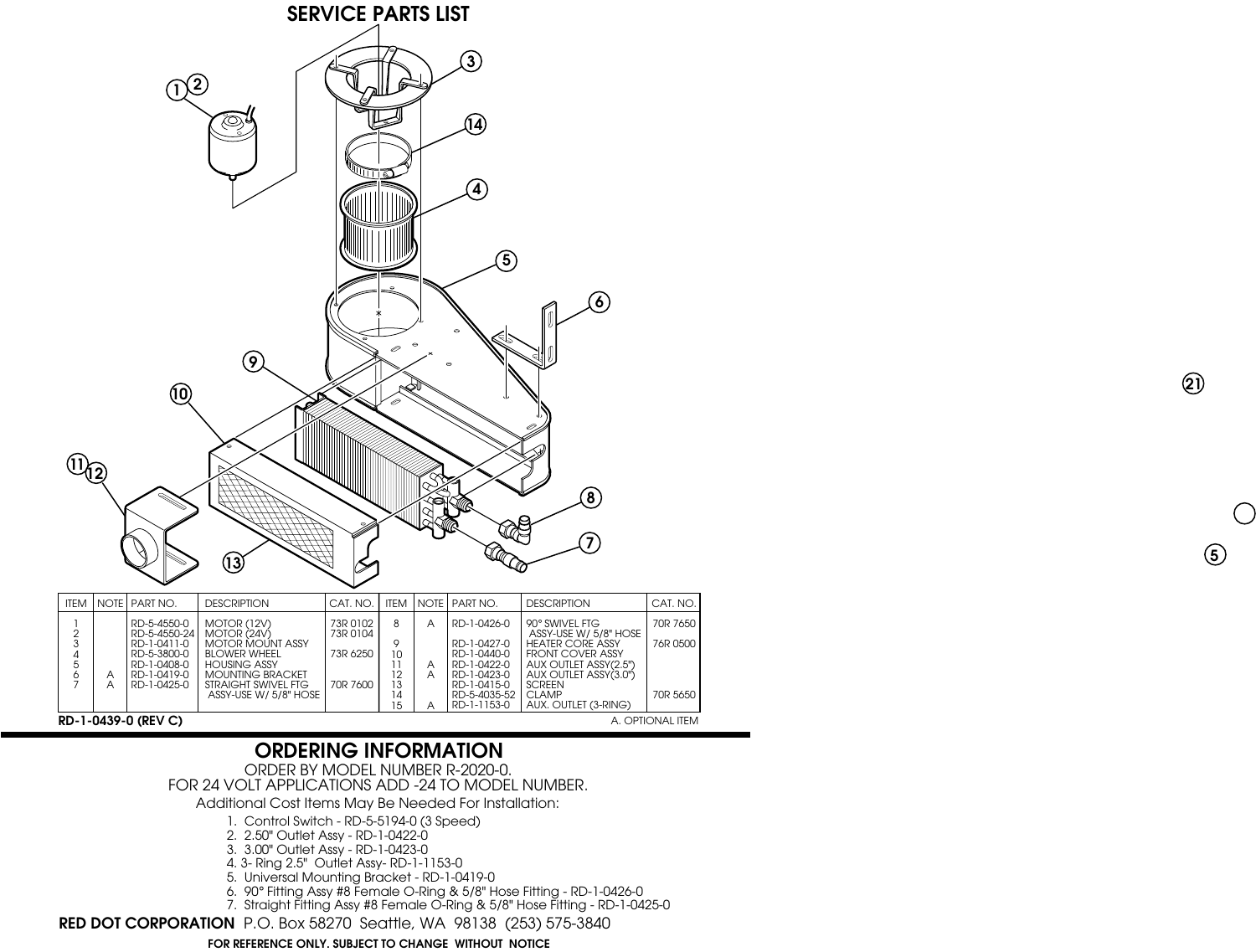## SERVICE PARTS LIST

| ITEM | NOTE | PART NO. | DESCRIPTION | CAT. NO. | ITEM | NOTE | PART NO. | DESCRIPTION | CAT. NO. |
|---|---|---|---|---|---|---|---|---|---|
| 1 | | RD-5-4550-0 | MOTOR (12V) | 73R 0102 | 8 | A | RD-1-0426-0 | 90° SWIVEL FTG ASSY-USE W/ 5/8" HOSE | 70R 7650 |
| 2 | | RD-5-4550-24 | MOTOR (24V) | 73R 0104 | | | | | |
| 3 | | RD-1-0411-0 | MOTOR MOUNT ASSY | | 9 | | RD-1-0427-0 | HEATER CORE ASSY | 76R 0500 |
| 4 | | RD-5-3800-0 | BLOWER WHEEL | 73R 6250 | 10 | | RD-1-0440-0 | FRONT COVER ASSY | |
| 5 | | RD-1-0408-0 | HOUSING ASSY | | 11 | A | RD-1-0422-0 | AUX OUTLET ASSY(2.5") | |
| 6 | A | RD-1-0419-0 | MOUNTING BRACKET | | 12 | A | RD-1-0423-0 | AUX OUTLET ASSY(3.0") | |
| 7 | A | RD-1-0425-0 | STRAIGHT SWIVEL FTG ASSY-USE W/ 5/8" HOSE | 70R 7600 | 13 | | RD-1-0415-0 | SCREEN | |
| | | | | | 14 | | RD-5-4035-52 | CLAMP | 70R 5650 |
| | | | | | 15 | A | RD-1-1153-0 | AUX. OUTLET (3-RING) | |

RD-1-0439-0 (REV C)

A. OPTIONAL ITEM

## ORDERING INFORMATION

ORDER BY MODEL NUMBER R-2020-0.
FOR 24 VOLT APPLICATIONS ADD -24 TO MODEL NUMBER.

Additional Cost Items May Be Needed For Installation:

1. Control Switch - RD-5-5194-0 (3 Speed)
2. 2.50" Outlet Assy - RD-1-0422-0
3. 3.00" Outlet Assy - RD-1-0423-0
4. 3- Ring 2.5" Outlet Assy- RD-1-1153-0
5. Universal Mounting Bracket - RD-1-0419-0
6. 90° Fitting Assy #8 Female O-Ring & 5/8" Hose Fitting - RD-1-0426-0
7. Straight Fitting Assy #8 Female O-Ring & 5/8" Hose Fitting - RD-1-0425-0

**RED DOT CORPORATION** P.O. Box 58270 Seattle, WA 98138 (253) 575-3840

**FOR REFERENCE ONLY. SUBJECT TO CHANGE WITHOUT NOTICE**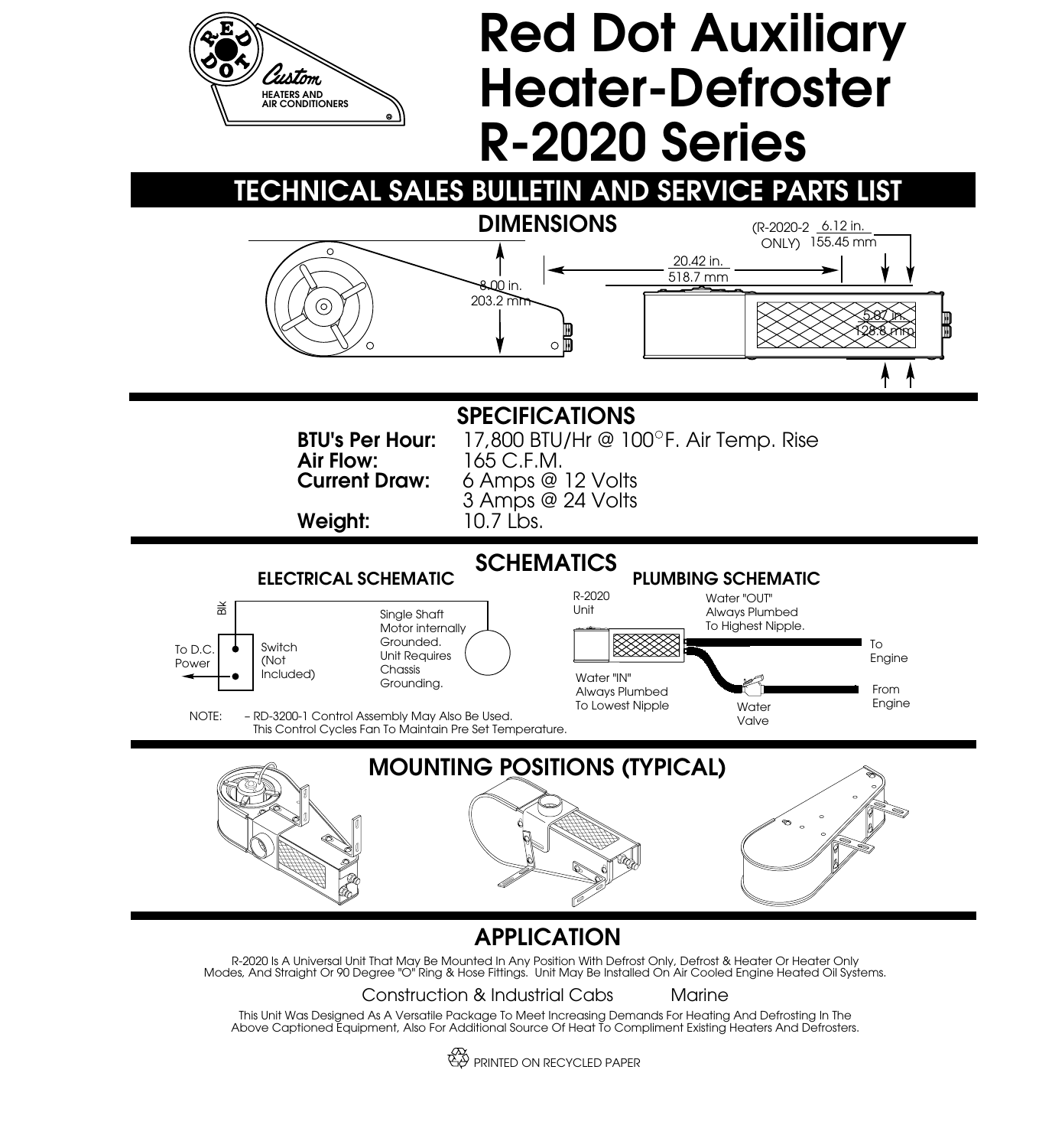# Red Dot Auxiliary Heater-Defroster R-2020 Series

Red Dot Custom Heaters and Air Conditioners

## TECHNICAL SALES BULLETIN AND SERVICE PARTS LIST

## DIMENSIONS

8.00 in. 203.2 mm

20.42 in. 518.7 mm

(R-2020-2 ONLY) 6.12 in. 155.45 mm

5.87 in. 128.8 mm

## SPECIFICATIONS

**BTU's Per Hour:** 17,800 BTU/Hr @ 100°F. Air Temp. Rise
**Air Flow:** 165 C.F.M.
**Current Draw:** 6 Amps @ 12 Volts
3 Amps @ 24 Volts
**Weight:** 10.7 Lbs.

## SCHEMATICS

### ELECTRICAL SCHEMATIC

Blk

To D.C. Power

Switch (Not Included)

Single Shaft Motor internally Grounded. Unit Requires Chassis Grounding.

NOTE: – RD-3200-1 Control Assembly May Also Be Used. This Control Cycles Fan To Maintain Pre Set Temperature.

### PLUMBING SCHEMATIC

R-2020 Unit

Water "OUT" Always Plumbed To Highest Nipple.

To Engine

Water "IN" Always Plumbed To Lowest Nipple

Water Valve

From Engine

## MOUNTING POSITIONS (TYPICAL)

## APPLICATION

R-2020 Is A Universal Unit That May Be Mounted In Any Position With Defrost Only, Defrost & Heater Or Heater Only Modes, And Straight Or 90 Degree "O" Ring & Hose Fittings. Unit May Be Installed On Air Cooled Engine Heated Oil Systems.

Construction & Industrial Cabs Marine

This Unit Was Designed As A Versatile Package To Meet Increasing Demands For Heating And Defrosting In The Above Captioned Equipment, Also For Additional Source Of Heat To Compliment Existing Heaters And Defrosters.

PRINTED ON RECYCLED PAPER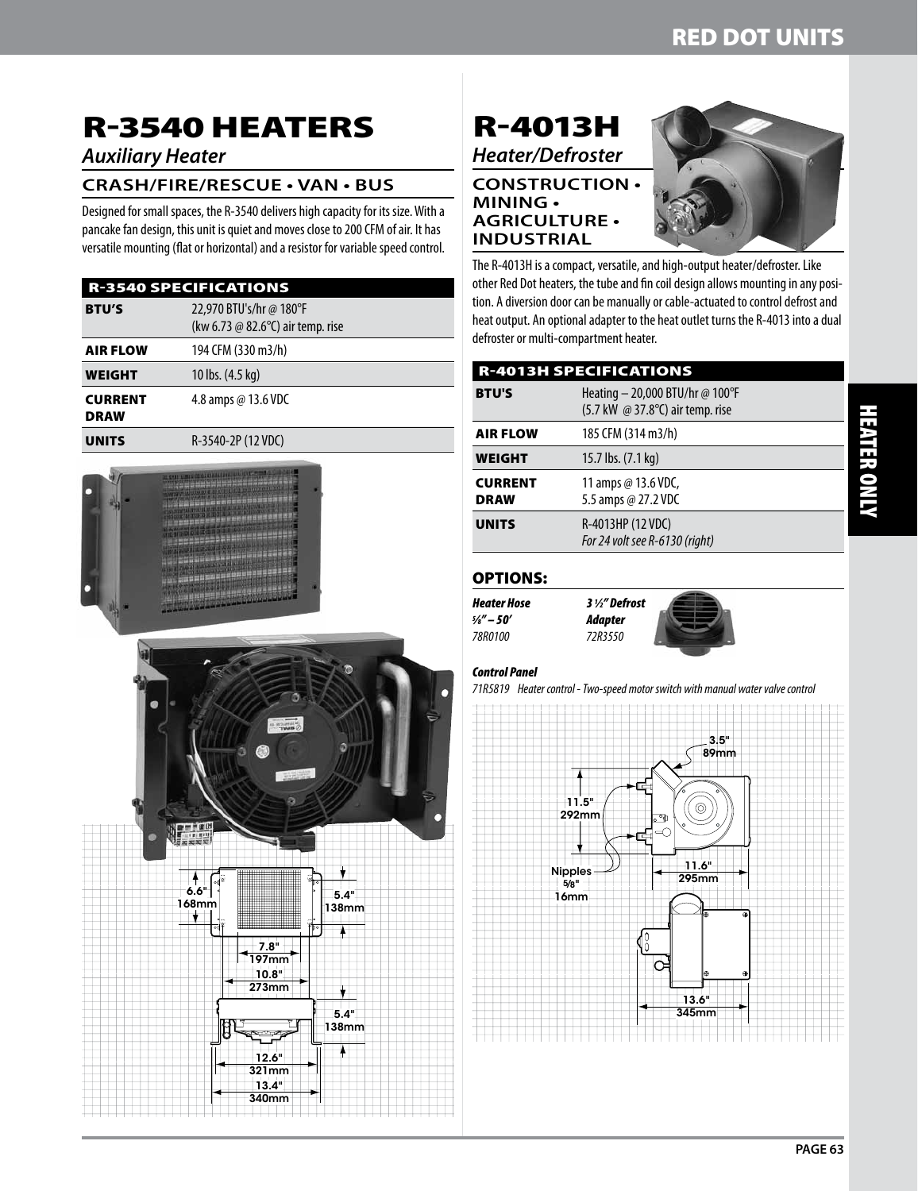# R-3540 HEATERS

*Auxiliary Heater*

## CRASH/FIRE/RESCUE • VAN • BUS

Designed for small spaces, the R-3540 delivers high capacity for its size. With a pancake fan design, this unit is quiet and moves close to 200 CFM of air. It has versatile mounting (flat or horizontal) and a resistor for variable speed control.

| R-3540 SPECIFICATIONS | |
|---|---|
| **BTU'S** | 22,970 BTU's/hr @ 180°F (kw 6.73 @ 82.6°C) air temp. rise |
| **AIR FLOW** | 194 CFM (330 m3/h) |
| **WEIGHT** | 10 lbs. (4.5 kg) |
| **CURRENT DRAW** | 4.8 amps @ 13.6 VDC |
| **UNITS** | R-3540-2P (12 VDC) |

6.6" 168mm
5.4" 138mm
7.8" 197mm
10.8" 273mm
5.4" 138mm
12.6" 321mm
13.4" 340mm

# R-4013H

*Heater/Defroster*

## CONSTRUCTION • MINING • AGRICULTURE • INDUSTRIAL

The R-4013H is a compact, versatile, and high-output heater/defroster. Like other Red Dot heaters, the tube and fin coil design allows mounting in any position. A diversion door can be manually or cable-actuated to control defrost and heat output. An optional adapter to the heat outlet turns the R-4013 into a dual defroster or multi-compartment heater.

| R-4013H SPECIFICATIONS | |
|---|---|
| **BTU'S** | Heating – 20,000 BTU/hr @ 100°F (5.7 kW @ 37.8°C) air temp. rise |
| **AIR FLOW** | 185 CFM (314 m3/h) |
| **WEIGHT** | 15.7 lbs. (7.1 kg) |
| **CURRENT DRAW** | 11 amps @ 13.6 VDC, 5.5 amps @ 27.2 VDC |
| **UNITS** | R-4013HP (12 VDC) *For 24 volt see R-6130 (right)* |

## OPTIONS:

***Heater Hose***
***⅝" – 50'***
*78R0100*

***3 ½" Defrost Adapter***
*72R3550*

***Control Panel***

*71R5819 Heater control - Two-speed motor switch with manual water valve control*

3.5" 89mm
11.5" 292mm
Nipples ⅝" 16mm
11.6" 295mm
13.6" 345mm

HEATER ONLY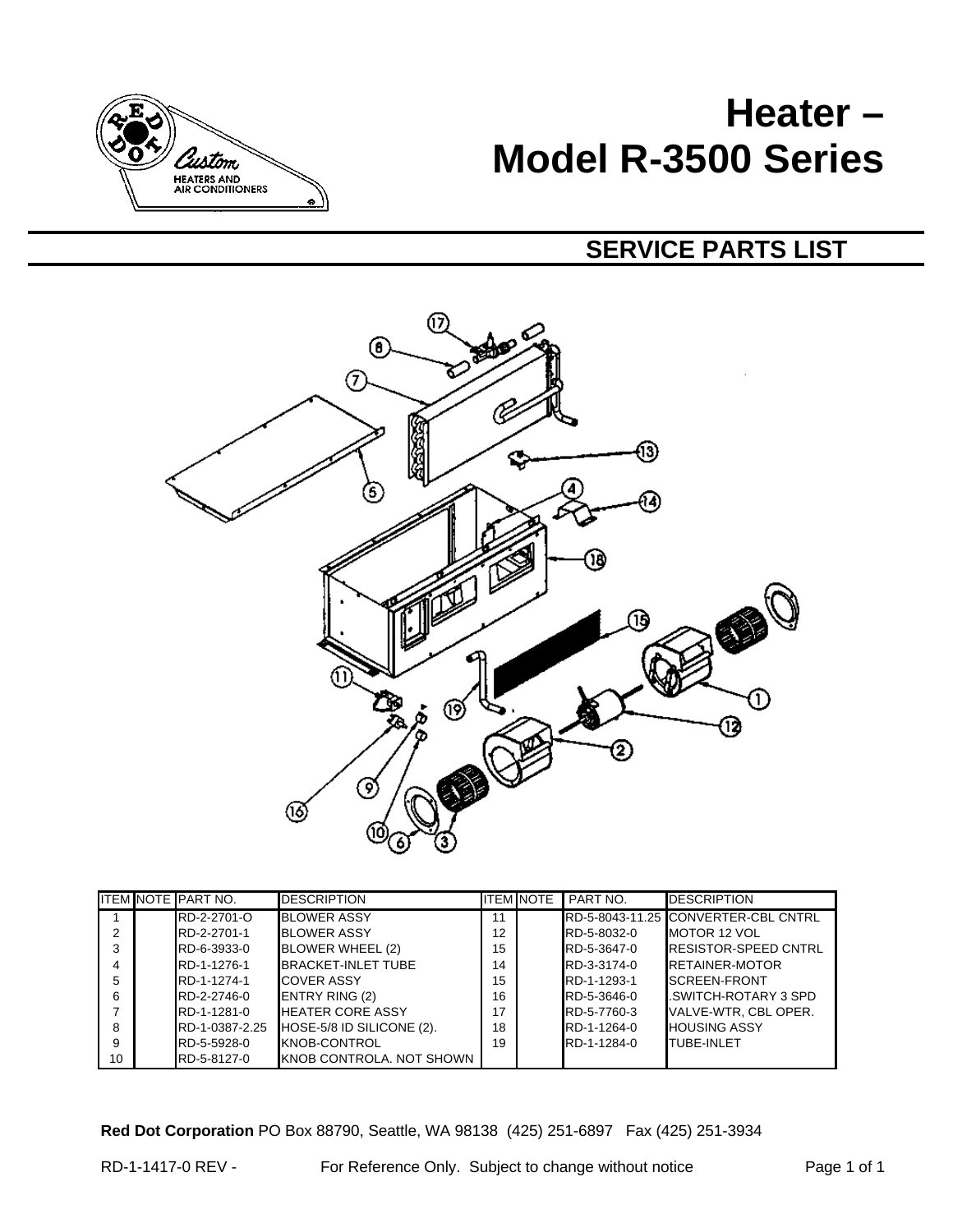# Heater – Model R-3500 Series

## SERVICE PARTS LIST

| ITEM | NOTE | PART NO. | DESCRIPTION | ITEM | NOTE | PART NO. | DESCRIPTION |
|---|---|---|---|---|---|---|---|
| 1 | | RD-2-2701-O | BLOWER ASSY | 11 | | RD-5-8043-11.25 | CONVERTER-CBL CNTRL |
| 2 | | RD-2-2701-1 | BLOWER ASSY | 12 | | RD-5-8032-0 | MOTOR 12 VOL |
| 3 | | RD-6-3933-0 | BLOWER WHEEL (2) | 15 | | RD-5-3647-0 | RESISTOR-SPEED CNTRL |
| 4 | | RD-1-1276-1 | BRACKET-INLET TUBE | 14 | | RD-3-3174-0 | RETAINER-MOTOR |
| 5 | | RD-1-1274-1 | COVER ASSY | 15 | | RD-1-1293-1 | SCREEN-FRONT |
| 6 | | RD-2-2746-0 | ENTRY RING (2) | 16 | | RD-5-3646-0 | .SWITCH-ROTARY 3 SPD |
| 7 | | RD-1-1281-0 | HEATER CORE ASSY | 17 | | RD-5-7760-3 | VALVE-WTR, CBL OPER. |
| 8 | | RD-1-0387-2.25 | HOSE-5/8 ID SILICONE (2). | 18 | | RD-1-1264-0 | HOUSING ASSY |
| 9 | | RD-5-5928-0 | KNOB-CONTROL | 19 | | RD-1-1284-0 | TUBE-INLET |
| 10 | | RD-5-8127-0 | KNOB CONTROLA. NOT SHOWN | | | | |

**Red Dot Corporation** PO Box 88790, Seattle, WA 98138 (425) 251-6897 Fax (425) 251-3934

RD-1-1417-0 REV - For Reference Only. Subject to change without notice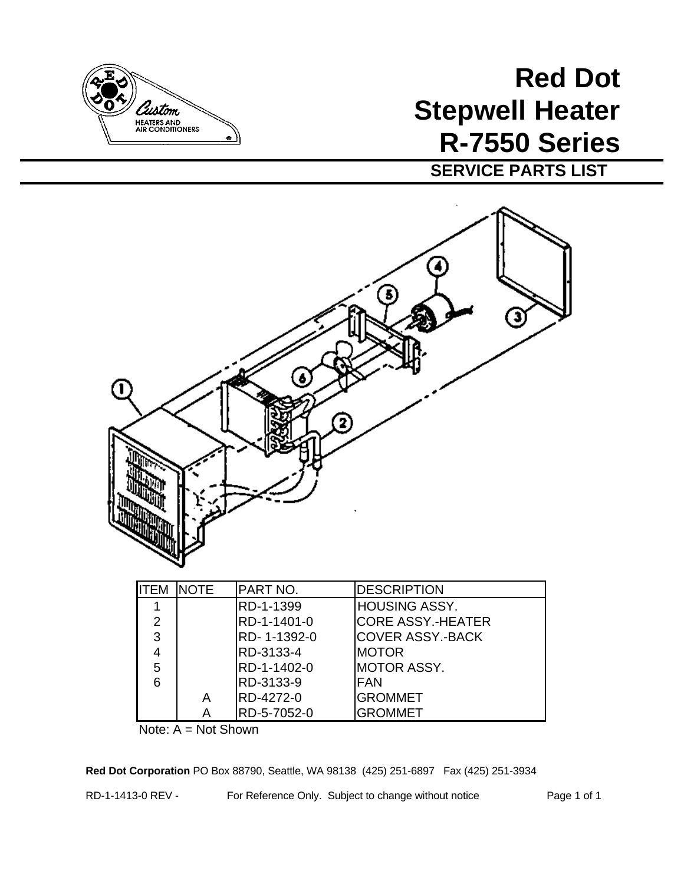# Red Dot Stepwell Heater R-7550 Series

## SERVICE PARTS LIST

| ITEM | NOTE | PART NO. | DESCRIPTION |
|---|---|---|---|
| 1 | | RD-1-1399 | HOUSING ASSY. |
| 2 | | RD-1-1401-0 | CORE ASSY.-HEATER |
| 3 | | RD- 1-1392-0 | COVER ASSY.-BACK |
| 4 | | RD-3133-4 | MOTOR |
| 5 | | RD-1-1402-0 | MOTOR ASSY. |
| 6 | | RD-3133-9 | FAN |
| | A | RD-4272-0 | GROMMET |
| | A | RD-5-7052-0 | GROMMET |

Note: A = Not Shown

**Red Dot Corporation** PO Box 88790, Seattle, WA 98138 (425) 251-6897 Fax (425) 251-3934

RD-1-1413-0 REV - For Reference Only. Subject to change without notice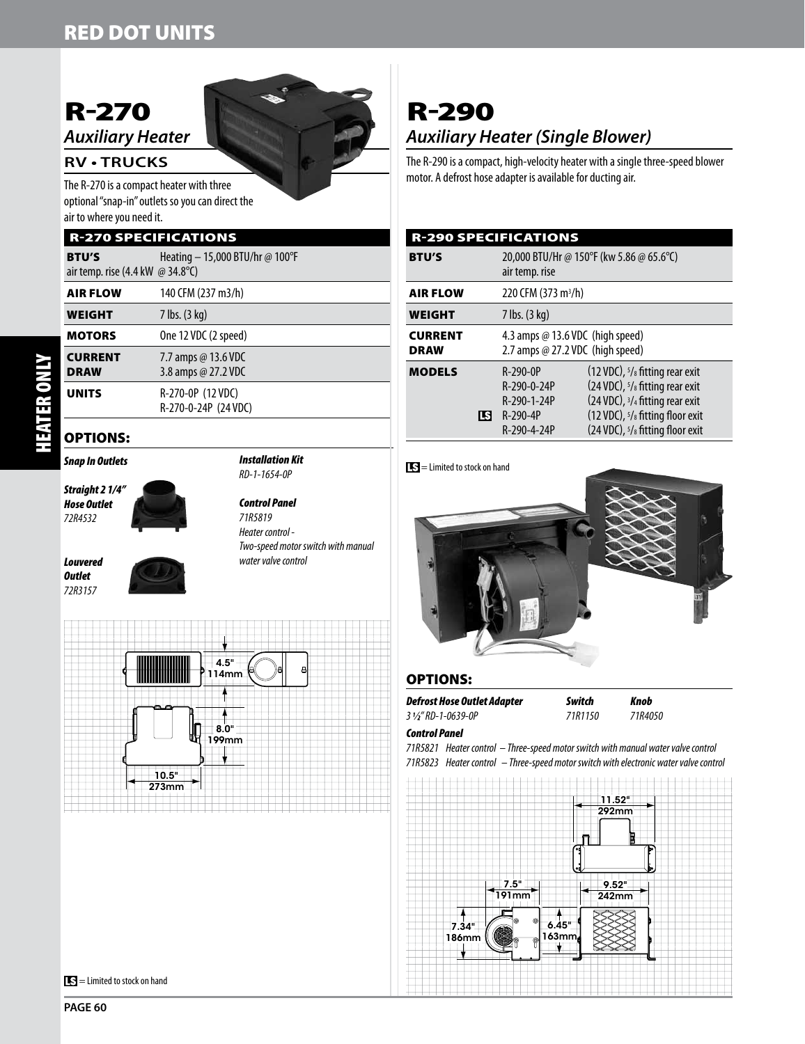# RED DOT UNITS

## R-270

### Auxiliary Heater

**RV • TRUCKS**

The R-270 is a compact heater with three optional "snap-in" outlets so you can direct the air to where you need it.

| R-270 SPECIFICATIONS | |
|---|---|
| **BTU'S** air temp. rise (4.4 kW @ 34.8°C) | Heating – 15,000 BTU/hr @ 100°F |
| **AIR FLOW** | 140 CFM (237 m3/h) |
| **WEIGHT** | 7 lbs. (3 kg) |
| **MOTORS** | One 12 VDC (2 speed) |
| **CURRENT DRAW** | 7.7 amps @ 13.6 VDC<br>3.8 amps @ 27.2 VDC |
| **UNITS** | R-270-0P (12 VDC)<br>R-270-0-24P (24 VDC) |

### OPTIONS:

***Snap In Outlets***

***Straight 2 1/4" Hose Outlet***
*72R4532*

***Louvered Outlet***
*72R3157*

***Installation Kit***
*RD-1-1654-0P*

***Control Panel***
*71R5819*
*Heater control - Two-speed motor switch with manual water valve control*

4.5"
114mm

8.0"
199mm

10.5"
273mm

## R-290

### Auxiliary Heater (Single Blower)

The R-290 is a compact, high-velocity heater with a single three-speed blower motor. A defrost hose adapter is available for ducting air.

| R-290 SPECIFICATIONS | | |
|---|---|---|
| **BTU'S** | 20,000 BTU/Hr @ 150°F (kw 5.86 @ 65.6°C) air temp. rise | |
| **AIR FLOW** | 220 CFM (373 m³/h) | |
| **WEIGHT** | 7 lbs. (3 kg) | |
| **CURRENT DRAW** | 4.3 amps @ 13.6 VDC (high speed)<br>2.7 amps @ 27.2 VDC (high speed) | |
| **MODELS** | R-290-0P | (12 VDC), 5/8 fitting rear exit |
| | R-290-0-24P | (24 VDC), 5/8 fitting rear exit |
| | R-290-1-24P | (24 VDC), 3/4 fitting rear exit |
| | LS R-290-4P | (12 VDC), 5/8 fitting floor exit |
| | R-290-4-24P | (24 VDC), 5/8 fitting floor exit |

LS = Limited to stock on hand

### OPTIONS:

***Defrost Hose Outlet Adapter***
*3 ½" RD-1-0639-0P*

***Switch***
*71R1150*

***Knob***
*71R4050*

***Control Panel***

*71R5821 Heater control – Three-speed motor switch with manual water valve control*

*71R5823 Heater control – Three-speed motor switch with electronic water valve control*

11.52"
292mm

7.5"
191mm

9.52"
242mm

7.34"
186mm

6.45"
163mm

LS = Limited to stock on hand

**HEATER ONLY**